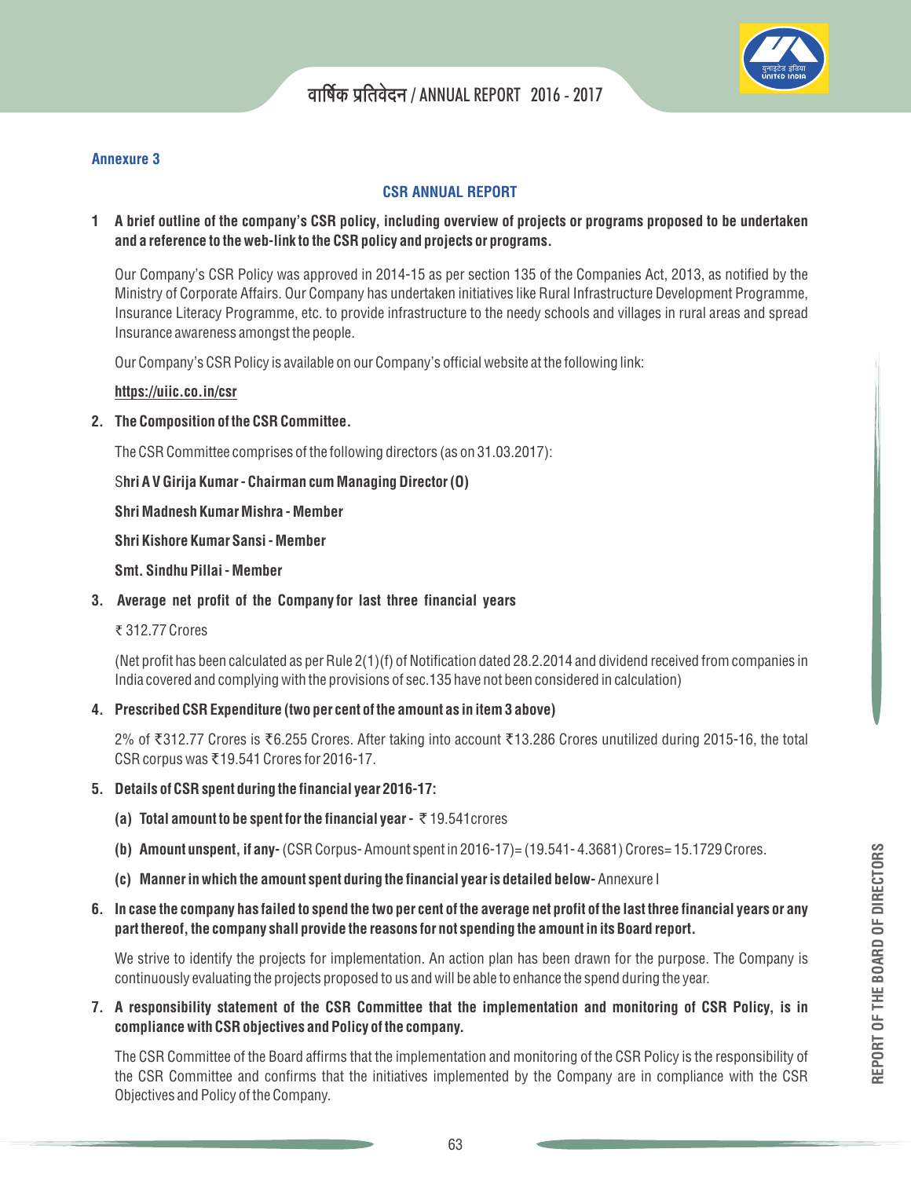**Annexure 3**

## CSR ANNUAL REPORT

**1 A brief outline of the company's CSR policy, including overview of projects or programs proposed to be undertaken and a reference to the web-link to the CSR policy and projects or programs.**

Our Company's CSR Policy was approved in 2014-15 as per section 135 of the Companies Act, 2013, as notified by the Ministry of Corporate Affairs. Our Company has undertaken initiatives like Rural Infrastructure Development Programme, Insurance Literacy Programme, etc. to provide infrastructure to the needy schools and villages in rural areas and spread Insurance awareness amongst the people.

Our Company's CSR Policy is available on our Company's official website at the following link:

**https://uiic.co.in/csr**

**2. The Composition of the CSR Committee.**

The CSR Committee comprises of the following directors (as on 31.03.2017):

**Shri A V Girija Kumar - Chairman cum Managing Director (O)**

**Shri Madnesh Kumar Mishra - Member**

**Shri Kishore Kumar Sansi - Member**

**Smt. Sindhu Pillai - Member**

**3. Average net profit of the Company for last three financial years**

₹ 312.77 Crores

(Net profit has been calculated as per Rule 2(1)(f) of Notification dated 28.2.2014 and dividend received from companies in India covered and complying with the provisions of sec.135 have not been considered in calculation)

**4. Prescribed CSR Expenditure (two per cent of the amount as in item 3 above)**

2% of ₹312.77 Crores is ₹6.255 Crores. After taking into account ₹13.286 Crores unutilized during 2015-16, the total CSR corpus was ₹19.541 Crores for 2016-17.

**5. Details of CSR spent during the financial year 2016-17:**

**(a) Total amount to be spent for the financial year -** ₹ 19.541crores

**(b) Amount unspent, if any-** (CSR Corpus- Amount spent in 2016-17)= (19.541- 4.3681) Crores= 15.1729 Crores.

**(c) Manner in which the amount spent during the financial year is detailed below-** Annexure I

**6. In case the company has failed to spend the two per cent of the average net profit of the last three financial years or any part thereof, the company shall provide the reasons for not spending the amount in its Board report.**

We strive to identify the projects for implementation. An action plan has been drawn for the purpose. The Company is continuously evaluating the projects proposed to us and will be able to enhance the spend during the year.

**7. A responsibility statement of the CSR Committee that the implementation and monitoring of CSR Policy, is in compliance with CSR objectives and Policy of the company.**

The CSR Committee of the Board affirms that the implementation and monitoring of the CSR Policy is the responsibility of the CSR Committee and confirms that the initiatives implemented by the Company are in compliance with the CSR Objectives and Policy of the Company.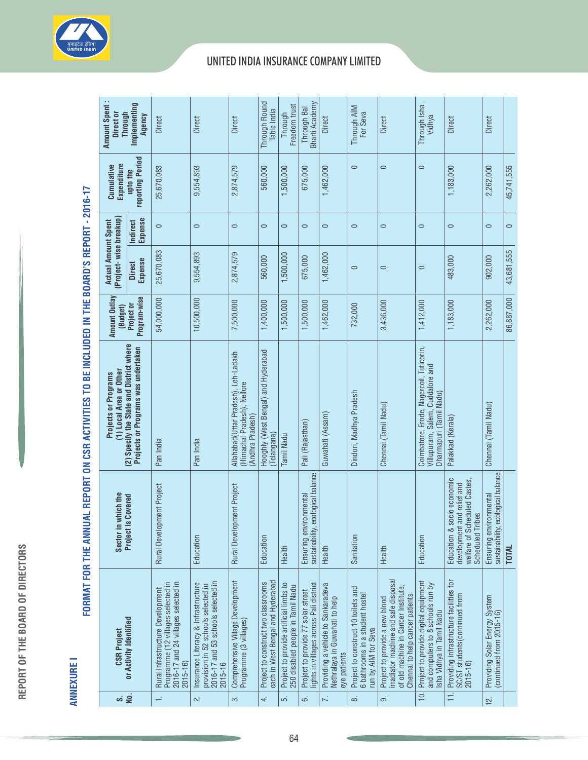## ANNEXURE I

### FORMAT FOR THE ANNUAL REPORT ON CSR ACTIVITIES TO BE INCLUDED IN THE BOARD'S REPORT - 2016-17

| S. No. | CSR Project or Activity Identified | Sector in which the Project is Covered | Projects or Programs (1) Local Area or Other (2) Specify the State and District where Projects or Programs was undertaken | Amount Outlay (Budget) Project or Program-wise | Actual Amount Spent (Project- wise breakup) | | Cumulative Expenditure upto the reporting Period | Amount Spent : Direct or Through Implementing Agency |
|---|---|---|---|---|---|---|---|---|
| | | | | | Direct Expense | Indirect Expense | | |
| 1. | Rural Infrastructure Development Programme (12 villages selected in 2016-17 and 24 villages selected in 2015-16) | Rural Development Project | Pan India | 54,000,000 | 25,670,083 | 0 | 25,670,083 | Direct |
| 2. | Insurance Literacy & Infrastructure provision in 52 schools selected in 2016-17 and 53 schools selected in 2015-16 | Education | Pan India | 10,500,000 | 9,554,893 | 0 | 9,554,893 | Direct |
| 3. | Comprehensive Village Development Programme (3 villages) | Rural Development Project | Allahabad(Uttar Pradesh), Leh-Ladakh (Himachal Pradesh), Nellore (Andhra Pradesh) | 7,500,000 | 2,874,579 | 0 | 2,874,579 | Direct |
| 4. | Project to construct two classrooms each in West Bengal and Hyderabad | Education | Hooghly (West Bengal) and Hyderabad (Telangana) | 1,400,000 | 560,000 | 0 | 560,000 | Through Round Table India |
| 5. | Project to provide artificial limbs to 250 disabled people in Tamil Nadu | Health | Tamil Nadu | 1,500,000 | 1,500,000 | 0 | 1,500,000 | Through Freedom trust |
| 6. | Project to provide 77 solar street lights in villages across Pali district | Ensuring environmental sustainability, ecological balance | Pali (Rajasthan) | 1,500,000 | 675,000 | 0 | 675,000 | Through Bal Bharti Academy |
| 7. | Providing a vehicle to Sankaradeva Nethralaya in Guwahati to help eye patients | Health | Guwahati (Assam) | 1,462,000 | 1,462,000 | 0 | 1,462,000 | Direct |
| 8. | Project to construct 10 toilets and 6 bathrooms in a student hostel run by AIM for Seva | Sanitation | Dindori, Madhya Pradesh | 732,000 | 0 | 0 | 0 | Through AIM For Seva |
| 9. | Project to provide a new blood irradiator machine and safe disposal of old machine in Cancer Institute, Chennai to help cancer patients | Health | Chennai (Tamil Nadu) | 3,436,000 | 0 | 0 | 0 | Direct |
| 10. | Project to provide digital equipment and computers to 8 schools run by Isha Vidhya in Tamil Nadu | Education | Coimbatore, Erode, Nagercoil, Tuticorin, Villupuram, Salem, Cuddalore and Dharmapuri (Tamil Nadu) | 1,412,000 | 0 | 0 | 0 | Through Isha Vidhya |
| 11. | Providing infrastructure facilities for SC/ST students(continued from 2015-16) | Education & socio economic development and relief and welfare of Scheduled Castes, Scheduled Tribes | Palakkad (Kerala) | 1,183,000 | 483,000 | 0 | 1,183,000 | Direct |
| 12. | Providing Solar Energy System (continued from 2015-16) | Ensuring environmental sustainability, ecological balance | Chennai (Tamil Nadu) | 2,262,000 | 902,000 | 0 | 2,262,000 | Direct |
| | | TOTAL | | 86,887,000 | 43,681,555 | 0 | 45,741,555 | |